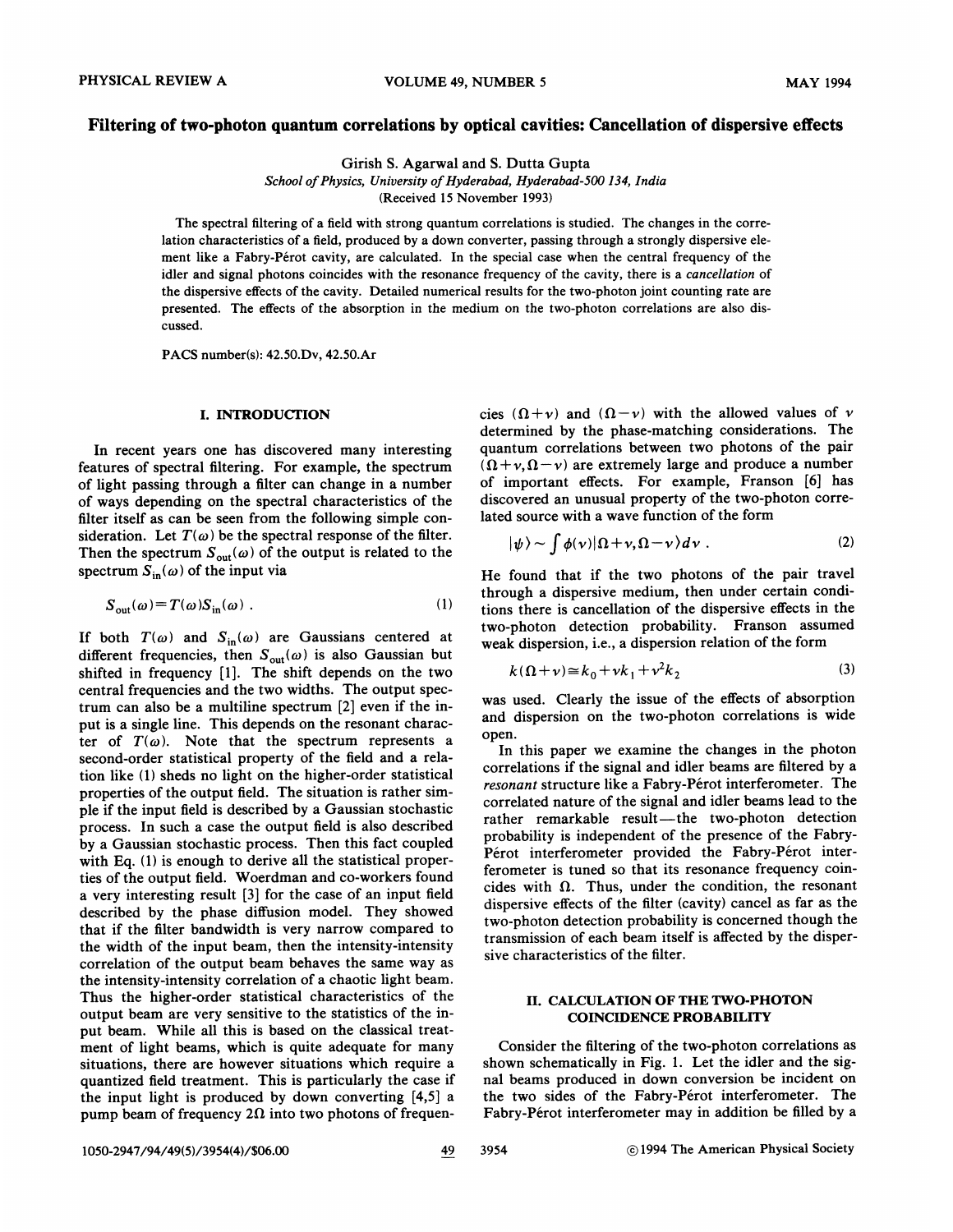# Filtering of two-photon quantum correlations by optical cavities: Cancellation of dispersive effects

Girish S. Agarwal and S. Dutta Gupta

*School of Physics, University of Hyderabad, Hyderabad-500 134, India*

(Received 15 November 1993)

The spectral filtering of a field with strong quantum correlations is studied. The changes in the correlation characteristics of a field, produced by a down converter, passing through a strongly dispersive element like a Fabry-Pérot cavity, are calculated. In the special case when the central frequency of the idler and signal photons coincides with the resonance frequency of the cavity, there is a *cancellation* of the dispersive effects of the cavity. Detailed numerical results for the two-photon joint counting rate are presented. The effects of the absorption in the medium on the two-photon correlations are also discussed.

PACS number(s): 42.50.Dv, 42.50.Ar

## I. INTRODUCTION

In recent years one has discovered many interesting features of spectral filtering. For example, the spectrum of light passing through a filter can change in a number of ways depending on the spectral characteristics of the filter itself as can be seen from the following simple consideration. Let $T(\omega)$ be the spectral response of the filter. Then the spectrum $S_{\text{out}}(\omega)$ of the output is related to the spectrum $S_{\text{in}}(\omega)$ of the input via

$$S_{\text{out}}(\omega)=T(\omega)S_{\text{in}}(\omega) . \tag{1}$$

If both $T(\omega)$ and $S_{\text{in}}(\omega)$ are Gaussians centered at different frequencies, then $S_{\text{out}}(\omega)$ is also Gaussian but shifted in frequency [1]. The shift depends on the two central frequencies and the two widths. The output spectrum can also be a multiline spectrum [2] even if the input is a single line. This depends on the resonant character of $T(\omega)$. Note that the spectrum represents a second-order statistical property of the field and a relation like (1) sheds no light on the higher-order statistical properties of the output field. The situation is rather simple if the input field is described by a Gaussian stochastic process. In such a case the output field is also described by a Gaussian stochastic process. Then this fact coupled with Eq. (1) is enough to derive all the statistical properties of the output field. Woerdman and co-workers found a very interesting result [3] for the case of an input field described by the phase diffusion model. They showed that if the filter bandwidth is very narrow compared to the width of the input beam, then the intensity-intensity correlation of the output beam behaves the same way as the intensity-intensity correlation of a chaotic light beam. Thus the higher-order statistical characteristics of the output beam are very sensitive to the statistics of the input beam. While all this is based on the classical treatment of light beams, which is quite adequate for many situations, there are however situations which require a quantized field treatment. This is particularly the case if the input light is produced by down converting [4,5] a pump beam of frequency $2\Omega$ into two photons of frequencies $(\Omega+\nu)$ and $(\Omega-\nu)$ with the allowed values of $\nu$ determined by the phase-matching considerations. The quantum correlations between two photons of the pair $(\Omega+\nu,\Omega-\nu)$ are extremely large and produce a number of important effects. For example, Franson [6] has discovered an unusual property of the two-photon correlated source with a wave function of the form

$$|\psi\rangle \sim \int \phi(\nu)|\Omega+\nu,\Omega-\nu\rangle d\nu . \tag{2}$$

He found that if the two photons of the pair travel through a dispersive medium, then under certain conditions there is cancellation of the dispersive effects in the two-photon detection probability. Franson assumed weak dispersion, i.e., a dispersion relation of the form

$$k(\Omega+\nu)\cong k_0+\nu k_1+\nu^2 k_2 \tag{3}$$

was used. Clearly the issue of the effects of absorption and dispersion on the two-photon correlations is wide open.

In this paper we examine the changes in the photon correlations if the signal and idler beams are filtered by a *resonant* structure like a Fabry-Pérot interferometer. The correlated nature of the signal and idler beams lead to the rather remarkable result—the two-photon detection probability is independent of the presence of the Fabry-Pérot interferometer provided the Fabry-Pérot interferometer is tuned so that its resonance frequency coincides with $\Omega$. Thus, under the condition, the resonant dispersive effects of the filter (cavity) cancel as far as the two-photon detection probability is concerned though the transmission of each beam itself is affected by the dispersive characteristics of the filter.

## II. CALCULATION OF THE TWO-PHOTON COINCIDENCE PROBABILITY

Consider the filtering of the two-photon correlations as shown schematically in Fig. 1. Let the idler and the signal beams produced in down conversion be incident on the two sides of the Fabry-Pérot interferometer. The Fabry-Pérot interferometer may in addition be filled by a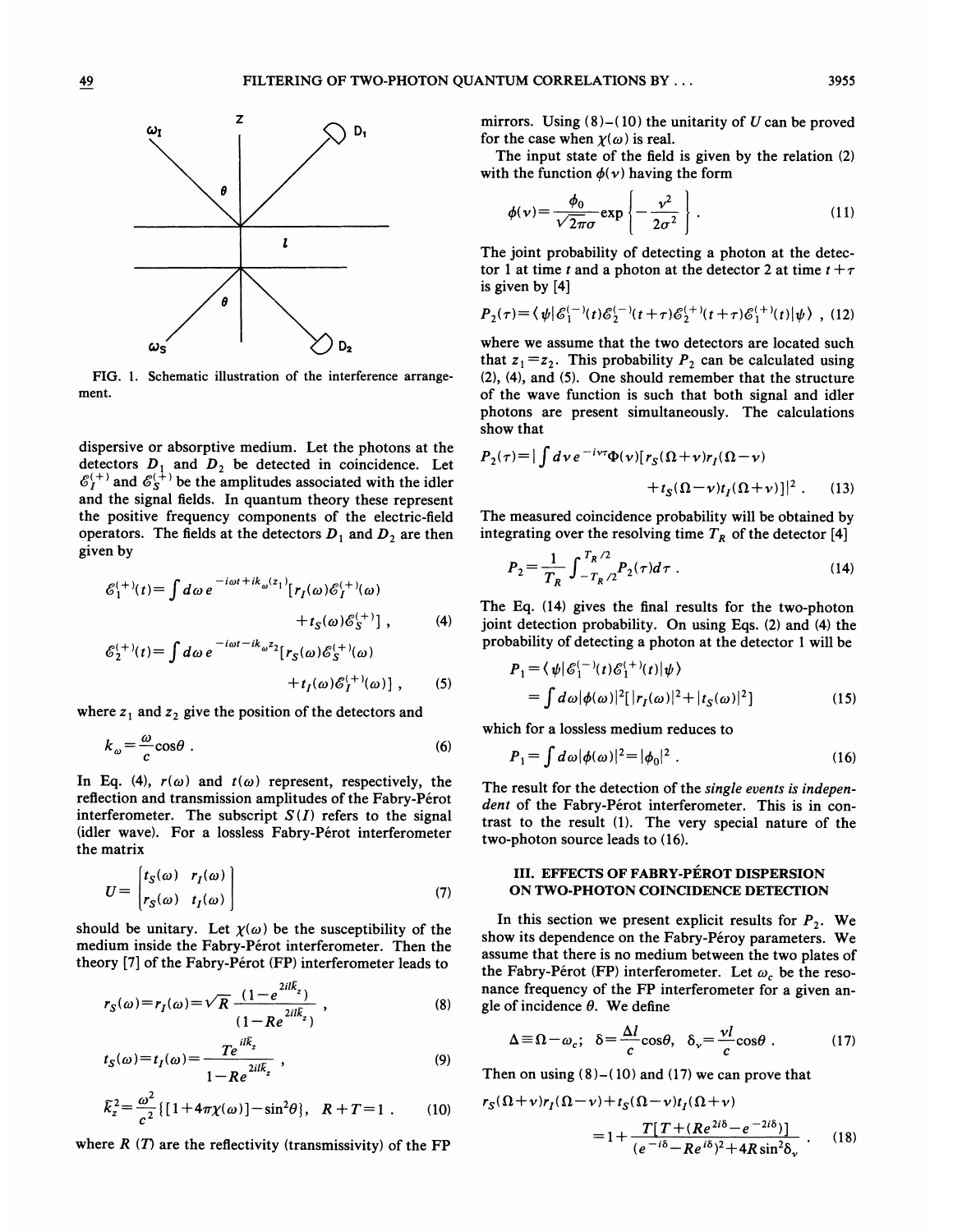FIG. 1. Schematic illustration of the interference arrangement.

dispersive or absorptive medium. Let the photons at the detectors $D_1$ and $D_2$ be detected in coincidence. Let $\mathcal{E}_I^{(+)}$ and $\mathcal{E}_S^{(+)}$ be the amplitudes associated with the idler and the signal fields. In quantum theory these represent the positive frequency components of the electric-field operators. The fields at the detectors $D_1$ and $D_2$ are then given by

$$\mathcal{E}_1^{(+)}(t)=\int d\omega\, e^{-i\omega t+ik_\omega(z_1)}[r_I(\omega)\mathcal{E}_I^{(+)}(\omega)+t_S(\omega)\mathcal{E}_S^{(+)}] , \quad (4)$$

$$\mathcal{E}_2^{(+)}(t)=\int d\omega\, e^{-i\omega t-ik_\omega z_2}[r_S(\omega)\mathcal{E}_S^{(+)}(\omega)+t_I(\omega)\mathcal{E}_I^{(+)}(\omega)] , \quad (5)$$

where $z_1$ and $z_2$ give the position of the detectors and

$$k_\omega=\frac{\omega}{c}\cos\theta . \quad (6)$$

In Eq. (4), $r(\omega)$ and $t(\omega)$ represent, respectively, the reflection and transmission amplitudes of the Fabry-Pérot interferometer. The subscript $S(I)$ refers to the signal (idler wave). For a lossless Fabry-Pérot interferometer the matrix

$$U=\begin{bmatrix} t_S(\omega) & r_I(\omega) \\ r_S(\omega) & t_I(\omega) \end{bmatrix} \quad (7)$$

should be unitary. Let $\chi(\omega)$ be the susceptibility of the medium inside the Fabry-Pérot interferometer. Then the theory [7] of the Fabry-Pérot (FP) interferometer leads to

$$r_S(\omega)=r_I(\omega)=\sqrt{R}\,\frac{(1-e^{2il\tilde{k}_z})}{(1-Re^{2il\tilde{k}_z})} , \quad (8)$$

$$t_S(\omega)=t_I(\omega)=\frac{Te^{il\tilde{k}_z}}{1-Re^{2il\tilde{k}_z}} , \quad (9)$$

$$\tilde{k}_z^2=\frac{\omega^2}{c^2}\{[1+4\pi\chi(\omega)]-\sin^2\theta\},\quad R+T=1 . \quad (10)$$

where $R$ $(T)$ are the reflectivity (transmissivity) of the FP mirrors. Using (8)–(10) the unitarity of $U$ can be proved for the case when $\chi(\omega)$ is real.

The input state of the field is given by the relation (2) with the function $\phi(\nu)$ having the form

$$\phi(\nu)=\frac{\phi_0}{\sqrt{2\pi}\sigma}\exp\left\{-\frac{\nu^2}{2\sigma^2}\right\} . \quad (11)$$

The joint probability of detecting a photon at the detector 1 at time $t$ and a photon at the detector 2 at time $t+\tau$ is given by [4]

$$P_2(\tau)=\langle\psi|\mathcal{E}_1^{(-)}(t)\mathcal{E}_2^{(-)}(t+\tau)\mathcal{E}_2^{(+)}(t+\tau)\mathcal{E}_1^{(+)}(t)|\psi\rangle , \quad (12)$$

where we assume that the two detectors are located such that $z_1=z_2$. This probability $P_2$ can be calculated using (2), (4), and (5). One should remember that the structure of the wave function is such that both signal and idler photons are present simultaneously. The calculations show that

$$P_2(\tau)=\left|\int d\nu\, e^{-i\nu\tau}\Phi(\nu)[r_S(\Omega+\nu)r_I(\Omega-\nu)+t_S(\Omega-\nu)t_I(\Omega+\nu)]\right|^2 . \quad (13)$$

The measured coincidence probability will be obtained by integrating over the resolving time $T_R$ of the detector [4]

$$P_2=\frac{1}{T_R}\int_{-T_R/2}^{T_R/2}P_2(\tau)d\tau . \quad (14)$$

The Eq. (14) gives the final results for the two-photon joint detection probability. On using Eqs. (2) and (4) the probability of detecting a photon at the detector 1 will be

$$P_1=\langle\psi|\mathcal{E}_1^{(-)}(t)\mathcal{E}_1^{(+)}(t)|\psi\rangle=\int d\omega|\phi(\omega)|^2[|r_I(\omega)|^2+|t_S(\omega)|^2] \quad (15)$$

which for a lossless medium reduces to

$$P_1=\int d\omega|\phi(\omega)|^2=|\phi_0|^2 . \quad (16)$$

The result for the detection of the *single events is independent* of the Fabry-Pérot interferometer. This is in contrast to the result (1). The very special nature of the two-photon source leads to (16).

## III. EFFECTS OF FABRY-PÉROT DISPERSION ON TWO-PHOTON COINCIDENCE DETECTION

In this section we present explicit results for $P_2$. We show its dependence on the Fabry-Péroy parameters. We assume that there is no medium between the two plates of the Fabry-Pérot (FP) interferometer. Let $\omega_c$ be the resonance frequency of the FP interferometer for a given angle of incidence $\theta$. We define

$$\Delta\equiv\Omega-\omega_c;\quad \delta=\frac{\Delta l}{c}\cos\theta,\quad \delta_\nu=\frac{\nu l}{c}\cos\theta . \quad (17)$$

Then on using (8)–(10) and (17) we can prove that

$$r_S(\Omega+\nu)r_I(\Omega-\nu)+t_S(\Omega-\nu)t_I(\Omega+\nu)=1+\frac{T[T+(Re^{2i\delta}-e^{-2i\delta})]}{(e^{-i\delta}-Re^{i\delta})^2+4R\sin^2\delta_\nu} . \quad (18)$$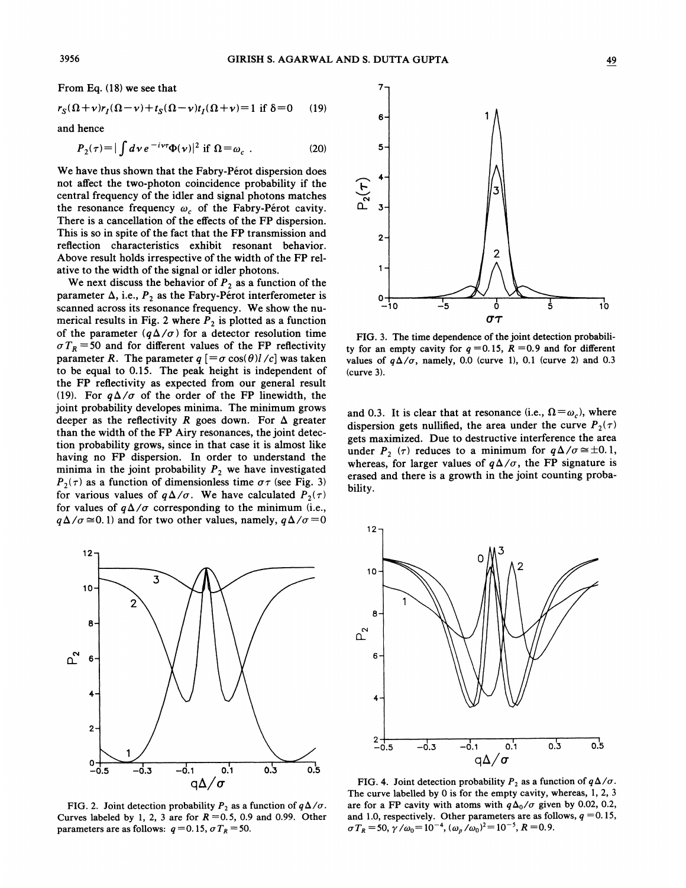From Eq. (18) we see that

$$r_S(\Omega+\nu)r_I(\Omega-\nu)+t_S(\Omega-\nu)t_I(\Omega+\nu)=1 \text{ if } \delta=0 \quad (19)$$

and hence

$$P_2(\tau)=\left|\int d\nu\, e^{-i\nu\tau}\Phi(\nu)\right|^2 \text{ if } \Omega=\omega_c \ . \quad (20)$$

We have thus shown that the Fabry-Pérot dispersion does not affect the two-photon coincidence probability if the central frequency of the idler and signal photons matches the resonance frequency $\omega_c$ of the Fabry-Pérot cavity. There is a cancellation of the effects of the FP dispersion. This is so in spite of the fact that the FP transmission and reflection characteristics exhibit resonant behavior. Above result holds irrespective of the width of the FP relative to the width of the signal or idler photons.

We next discuss the behavior of $P_2$ as a function of the parameter $\Delta$, i.e., $P_2$ as the Fabry-Pérot interferometer is scanned across its resonance frequency. We show the numerical results in Fig. 2 where $P_2$ is plotted as a function of the parameter $(q\Delta/\sigma)$ for a detector resolution time $\sigma T_R=50$ and for different values of the FP reflectivity parameter $R$. The parameter $q$ $[=\sigma\cos(\theta)l/c]$ was taken to be equal to 0.15. The peak height is independent of the FP reflectivity as expected from our general result (19). For $q\Delta/\sigma$ of the order of the FP linewidth, the joint probability developes minima. The minimum grows deeper as the reflectivity $R$ goes down. For $\Delta$ greater than the width of the FP Airy resonances, the joint detection probability grows, since in that case it is almost like having no FP dispersion. In order to understand the minima in the joint probability $P_2$ we have investigated $P_2(\tau)$ as a function of dimensionless time $\sigma\tau$ (see Fig. 3) for various values of $q\Delta/\sigma$. We have calculated $P_2(\tau)$ for values of $q\Delta/\sigma$ corresponding to the minimum (i.e., $q\Delta/\sigma\cong 0.1$) and for two other values, namely, $q\Delta/\sigma=0$ and 0.3. It is clear that at resonance (i.e., $\Omega=\omega_c$), where dispersion gets nullified, the area under the curve $P_2(\tau)$ gets maximized. Due to destructive interference the area under $P_2$ $(\tau)$ reduces to a minimum for $q\Delta/\sigma\cong\pm 0.1$, whereas, for larger values of $q\Delta/\sigma$, the FP signature is erased and there is a growth in the joint counting probability.

FIG. 2. Joint detection probability $P_2$ as a function of $q\Delta/\sigma$. Curves labeled by 1, 2, 3 are for $R=0.5$, 0.9 and 0.99. Other parameters are as follows: $q=0.15$, $\sigma T_R=50$.

FIG. 3. The time dependence of the joint detection probability for an empty cavity for $q=0.15$, $R=0.9$ and for different values of $q\Delta/\sigma$, namely, 0.0 (curve 1), 0.1 (curve 2) and 0.3 (curve 3).

FIG. 4. Joint detection probability $P_2$ as a function of $q\Delta/\sigma$. The curve labelled by 0 is for the empty cavity, whereas, 1, 2, 3 are for a FP cavity with atoms with $q\Delta_0/\sigma$ given by 0.02, 0.2, and 1.0, respectively. Other parameters are as follows, $q=0.15$, $\sigma T_R=50$, $\gamma/\omega_0=10^{-4}$, $(\omega_p/\omega_0)^2=10^{-5}$, $R=0.9$.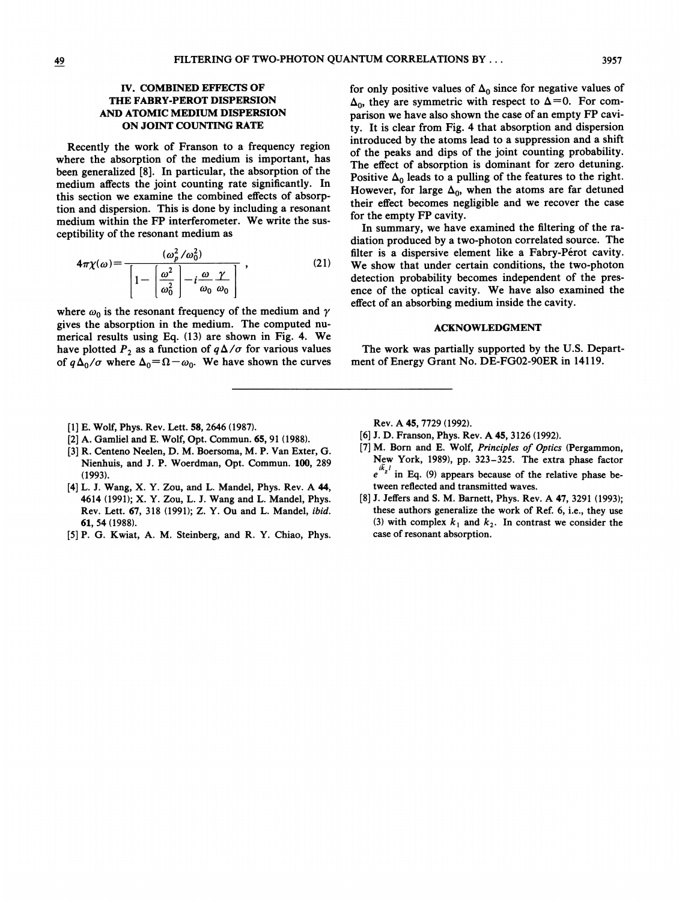## IV. COMBINED EFFECTS OF THE FABRY-PEROT DISPERSION AND ATOMIC MEDIUM DISPERSION ON JOINT COUNTING RATE

Recently the work of Franson to a frequency region where the absorption of the medium is important, has been generalized [8]. In particular, the absorption of the medium affects the joint counting rate significantly. In this section we examine the combined effects of absorption and dispersion. This is done by including a resonant medium within the FP interferometer. We write the susceptibility of the resonant medium as

$$4\pi\chi(\omega)=\frac{(\omega_p^2/\omega_0^2)}{\left[1-\left[\frac{\omega^2}{\omega_0^2}\right]-i\frac{\omega}{\omega_0}\frac{\gamma}{\omega_0}\right]}\ , \tag{21}$$

where $\omega_0$ is the resonant frequency of the medium and $\gamma$ gives the absorption in the medium. The computed numerical results using Eq. (13) are shown in Fig. 4. We have plotted $P_2$ as a function of $q\Delta/\sigma$ for various values of $q\Delta_0/\sigma$ where $\Delta_0=\Omega-\omega_0$. We have shown the curves for only positive values of $\Delta_0$ since for negative values of $\Delta_0$, they are symmetric with respect to $\Delta=0$. For comparison we have also shown the case of an empty FP cavity. It is clear from Fig. 4 that absorption and dispersion introduced by the atoms lead to a suppression and a shift of the peaks and dips of the joint counting probability. The effect of absorption is dominant for zero detuning. Positive $\Delta_0$ leads to a pulling of the features to the right. However, for large $\Delta_0$, when the atoms are far detuned their effect becomes negligible and we recover the case for the empty FP cavity.

In summary, we have examined the filtering of the radiation produced by a two-photon correlated source. The filter is a dispersive element like a Fabry-Pérot cavity. We show that under certain conditions, the two-photon detection probability becomes independent of the presence of the optical cavity. We have also examined the effect of an absorbing medium inside the cavity.

### ACKNOWLEDGMENT

The work was partially supported by the U.S. Department of Energy Grant No. DE-FG02-90ER in 14119.

---

[1] E. Wolf, Phys. Rev. Lett. **58**, 2646 (1987).

[2] A. Gamliel and E. Wolf, Opt. Commun. **65**, 91 (1988).

[3] R. Centeno Neelen, D. M. Boersoma, M. P. Van Exter, G. Nienhuis, and J. P. Woerdman, Opt. Commun. **100**, 289 (1993).

[4] L. J. Wang, X. Y. Zou, and L. Mandel, Phys. Rev. A **44**, 4614 (1991); X. Y. Zou, L. J. Wang and L. Mandel, Phys. Rev. Lett. **67**, 318 (1991); Z. Y. Ou and L. Mandel, *ibid.* **61**, 54 (1988).

[5] P. G. Kwiat, A. M. Steinberg, and R. Y. Chiao, Phys. Rev. A **45**, 7729 (1992).

[6] J. D. Franson, Phys. Rev. A **45**, 3126 (1992).

[7] M. Born and E. Wolf, *Principles of Optics* (Pergammon, New York, 1989), pp. 323–325. The extra phase factor $e^{i\tilde{k}_z l}$ in Eq. (9) appears because of the relative phase between reflected and transmitted waves.

[8] J. Jeffers and S. M. Barnett, Phys. Rev. A **47**, 3291 (1993); these authors generalize the work of Ref. 6, i.e., they use (3) with complex $k_1$ and $k_2$. In contrast we consider the case of resonant absorption.